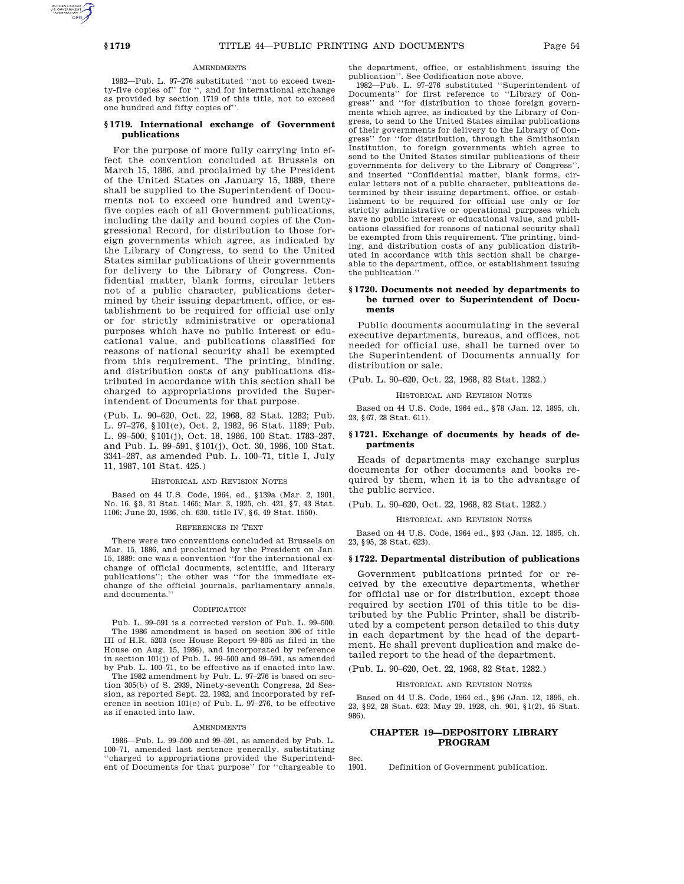AMENDMENTS

1982—Pub. L. 97–276 substituted ''not to exceed twenty-five copies of'' for '', and for international exchange as provided by section 1719 of this title, not to exceed one hundred and fifty copies of''.

## § 1719. International exchange of Government publications

For the purpose of more fully carrying into effect the convention concluded at Brussels on March 15, 1886, and proclaimed by the President of the United States on January 15, 1889, there shall be supplied to the Superintendent of Documents not to exceed one hundred and twenty-five copies each of all Government publications, including the daily and bound copies of the Congressional Record, for distribution to those foreign governments which agree, as indicated by the Library of Congress, to send to the United States similar publications of their governments for delivery to the Library of Congress. Confidential matter, blank forms, circular letters not of a public character, publications determined by their issuing department, office, or establishment to be required for official use only or for strictly administrative or operational purposes which have no public interest or educational value, and publications classified for reasons of national security shall be exempted from this requirement. The printing, binding, and distribution costs of any publications distributed in accordance with this section shall be charged to appropriations provided the Superintendent of Documents for that purpose.

(Pub. L. 90–620, Oct. 22, 1968, 82 Stat. 1282; Pub. L. 97–276, §101(e), Oct. 2, 1982, 96 Stat. 1189; Pub. L. 99–500, §101(j), Oct. 18, 1986, 100 Stat. 1783–287, and Pub. L. 99–591, §101(j), Oct. 30, 1986, 100 Stat. 3341–287, as amended Pub. L. 100–71, title I, July 11, 1987, 101 Stat. 425.)

HISTORICAL AND REVISION NOTES

Based on 44 U.S. Code, 1964, ed., §139a (Mar. 2, 1901, No. 16, §3, 31 Stat. 1465; Mar. 3, 1925, ch. 421, §7, 43 Stat. 1106; June 20, 1936, ch. 630, title IV, §6, 49 Stat. 1550).

REFERENCES IN TEXT

There were two conventions concluded at Brussels on Mar. 15, 1886, and proclaimed by the President on Jan. 15, 1889: one was a convention ''for the international exchange of official documents, scientific, and literary publications''; the other was ''for the immediate exchange of the official journals, parliamentary annals, and documents.''

CODIFICATION

Pub. L. 99–591 is a corrected version of Pub. L. 99–500.

The 1986 amendment is based on section 306 of title III of H.R. 5203 (see House Report 99–805 as filed in the House on Aug. 15, 1986), and incorporated by reference in section 101(j) of Pub. L. 99–500 and 99–591, as amended by Pub. L. 100–71, to be effective as if enacted into law.

The 1982 amendment by Pub. L. 97–276 is based on section 305(b) of S. 2939, Ninety-seventh Congress, 2d Session, as reported Sept. 22, 1982, and incorporated by reference in section 101(e) of Pub. L. 97–276, to be effective as if enacted into law.

AMENDMENTS

1986—Pub. L. 99–500 and 99–591, as amended by Pub. L. 100–71, amended last sentence generally, substituting ''charged to appropriations provided the Superintendent of Documents for that purpose'' for ''chargeable to the department, office, or establishment issuing the publication''. See Codification note above.

1982—Pub. L. 97–276 substituted ''Superintendent of Documents'' for first reference to ''Library of Congress'' and ''for distribution to those foreign governments which agree, as indicated by the Library of Congress, to send to the United States similar publications of their governments for delivery to the Library of Congress'' for ''for distribution, through the Smithsonian Institution, to foreign governments which agree to send to the United States similar publications of their governments for delivery to the Library of Congress'', and inserted ''Confidential matter, blank forms, circular letters not of a public character, publications determined by their issuing department, office, or establishment to be required for official use only or for strictly administrative or operational purposes which have no public interest or educational value, and publications classified for reasons of national security shall be exempted from this requirement. The printing, binding, and distribution costs of any publication distributed in accordance with this section shall be chargeable to the department, office, or establishment issuing the publication.''

## § 1720. Documents not needed by departments to be turned over to Superintendent of Documents

Public documents accumulating in the several executive departments, bureaus, and offices, not needed for official use, shall be turned over to the Superintendent of Documents annually for distribution or sale.

(Pub. L. 90–620, Oct. 22, 1968, 82 Stat. 1282.)

HISTORICAL AND REVISION NOTES

Based on 44 U.S. Code, 1964 ed., §78 (Jan. 12, 1895, ch. 23, §67, 28 Stat. 611).

## § 1721. Exchange of documents by heads of departments

Heads of departments may exchange surplus documents for other documents and books required by them, when it is to the advantage of the public service.

(Pub. L. 90–620, Oct. 22, 1968, 82 Stat. 1282.)

HISTORICAL AND REVISION NOTES

Based on 44 U.S. Code, 1964 ed., §93 (Jan. 12, 1895, ch. 23, §95, 28 Stat. 623).

## § 1722. Departmental distribution of publications

Government publications printed for or received by the executive departments, whether for official use or for distribution, except those required by section 1701 of this title to be distributed by the Public Printer, shall be distributed by a competent person detailed to this duty in each department by the head of the department. He shall prevent duplication and make detailed report to the head of the department.

(Pub. L. 90–620, Oct. 22, 1968, 82 Stat. 1282.)

HISTORICAL AND REVISION NOTES

Based on 44 U.S. Code, 1964 ed., §96 (Jan. 12, 1895, ch. 23, §92, 28 Stat. 623; May 29, 1928, ch. 901, §1(2), 45 Stat. 986).

# CHAPTER 19—DEPOSITORY LIBRARY PROGRAM

Sec.
1901. Definition of Government publication.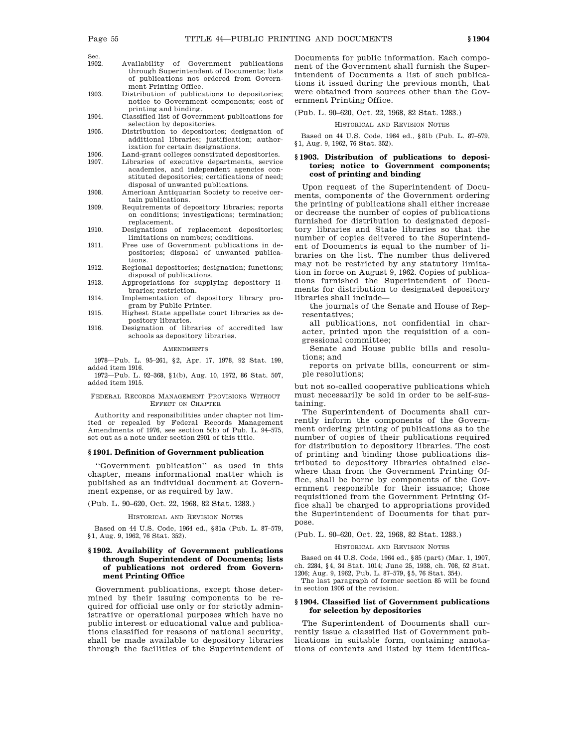| Sec. | |
|---|---|
| 1902. | Availability of Government publications through Superintendent of Documents; lists of publications not ordered from Government Printing Office. |
| 1903. | Distribution of publications to depositories; notice to Government components; cost of printing and binding. |
| 1904. | Classified list of Government publications for selection by depositories. |
| 1905. | Distribution to depositories; designation of additional libraries; justification; authorization for certain designations. |
| 1906. | Land-grant colleges constituted depositories. |
| 1907. | Libraries of executive departments, service academies, and independent agencies constituted depositories; certifications of need; disposal of unwanted publications. |
| 1908. | American Antiquarian Society to receive certain publications. |
| 1909. | Requirements of depository libraries; reports on conditions; investigations; termination; replacement. |
| 1910. | Designations of replacement depositories; limitations on numbers; conditions. |
| 1911. | Free use of Government publications in depositories; disposal of unwanted publications. |
| 1912. | Regional depositories; designation; functions; disposal of publications. |
| 1913. | Appropriations for supplying depository libraries; restriction. |
| 1914. | Implementation of depository library program by Public Printer. |
| 1915. | Highest State appellate court libraries as depository libraries. |
| 1916. | Designation of libraries of accredited law schools as depository libraries. |

AMENDMENTS

1978—Pub. L. 95–261, §2, Apr. 17, 1978, 92 Stat. 199, added item 1916.

1972—Pub. L. 92–368, §1(b), Aug. 10, 1972, 86 Stat. 507, added item 1915.

FEDERAL RECORDS MANAGEMENT PROVISIONS WITHOUT EFFECT ON CHAPTER

Authority and responsibilities under chapter not limited or repealed by Federal Records Management Amendments of 1976, see section 5(b) of Pub. L. 94–575, set out as a note under section 2901 of this title.

## § 1901. Definition of Government publication

''Government publication'' as used in this chapter, means informational matter which is published as an individual document at Government expense, or as required by law.

(Pub. L. 90–620, Oct. 22, 1968, 82 Stat. 1283.)

HISTORICAL AND REVISION NOTES

Based on 44 U.S. Code, 1964 ed., §81a (Pub. L. 87–579, §1, Aug. 9, 1962, 76 Stat. 352).

## § 1902. Availability of Government publications through Superintendent of Documents; lists of publications not ordered from Government Printing Office

Government publications, except those determined by their issuing components to be required for official use only or for strictly administrative or operational purposes which have no public interest or educational value and publications classified for reasons of national security, shall be made available to depository libraries through the facilities of the Superintendent of Documents for public information. Each component of the Government shall furnish the Superintendent of Documents a list of such publications it issued during the previous month, that were obtained from sources other than the Government Printing Office.

(Pub. L. 90–620, Oct. 22, 1968, 82 Stat. 1283.)

HISTORICAL AND REVISION NOTES

Based on 44 U.S. Code, 1964 ed., §81b (Pub. L. 87–579, §1, Aug. 9, 1962, 76 Stat. 352).

## § 1903. Distribution of publications to depositories; notice to Government components; cost of printing and binding

Upon request of the Superintendent of Documents, components of the Government ordering the printing of publications shall either increase or decrease the number of copies of publications furnished for distribution to designated depository libraries and State libraries so that the number of copies delivered to the Superintendent of Documents is equal to the number of libraries on the list. The number thus delivered may not be restricted by any statutory limitation in force on August 9, 1962. Copies of publications furnished the Superintendent of Documents for distribution to designated depository libraries shall include—

the journals of the Senate and House of Representatives;

all publications, not confidential in character, printed upon the requisition of a congressional committee;

Senate and House public bills and resolutions; and

reports on private bills, concurrent or simple resolutions;

but not so-called cooperative publications which must necessarily be sold in order to be self-sustaining.

The Superintendent of Documents shall currently inform the components of the Government ordering printing of publications as to the number of copies of their publications required for distribution to depository libraries. The cost of printing and binding those publications distributed to depository libraries obtained elsewhere than from the Government Printing Office, shall be borne by components of the Government responsible for their issuance; those requisitioned from the Government Printing Office shall be charged to appropriations provided the Superintendent of Documents for that purpose.

(Pub. L. 90–620, Oct. 22, 1968, 82 Stat. 1283.)

HISTORICAL AND REVISION NOTES

Based on 44 U.S. Code, 1964 ed., §85 (part) (Mar. 1, 1907, ch. 2284, §4, 34 Stat. 1014; June 25, 1938, ch. 708, 52 Stat. 1206; Aug. 9, 1962, Pub. L. 87–579, §5, 76 Stat. 354).

The last paragraph of former section 85 will be found in section 1906 of the revision.

## § 1904. Classified list of Government publications for selection by depositories

The Superintendent of Documents shall currently issue a classified list of Government publications in suitable form, containing annotations of contents and listed by item identifica-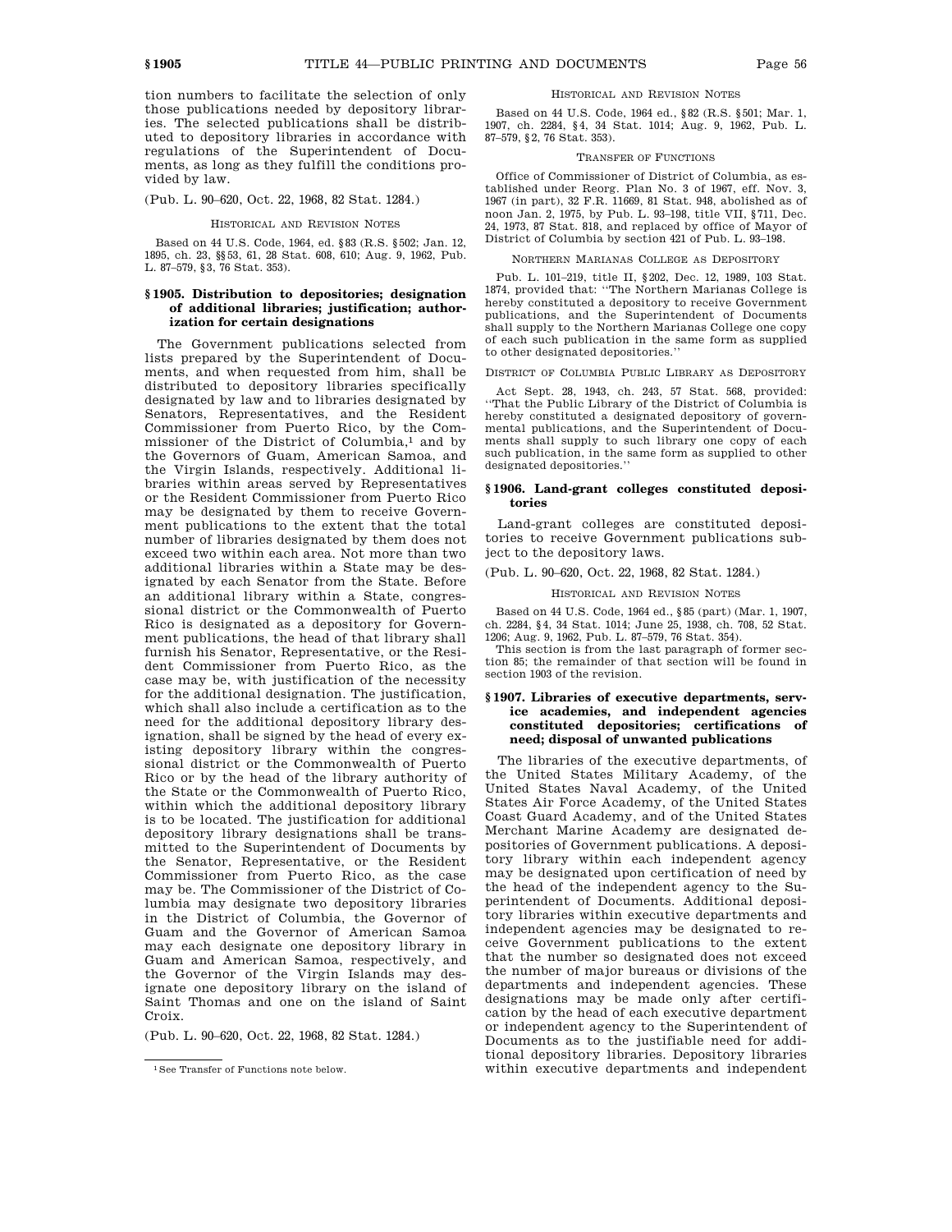tion numbers to facilitate the selection of only those publications needed by depository libraries. The selected publications shall be distributed to depository libraries in accordance with regulations of the Superintendent of Documents, as long as they fulfill the conditions provided by law.

(Pub. L. 90–620, Oct. 22, 1968, 82 Stat. 1284.)

HISTORICAL AND REVISION NOTES

Based on 44 U.S. Code, 1964, ed. §83 (R.S. §502; Jan. 12, 1895, ch. 23, §§53, 61, 28 Stat. 608, 610; Aug. 9, 1962, Pub. L. 87–579, §3, 76 Stat. 353).

### §1905. Distribution to depositories; designation of additional libraries; justification; authorization for certain designations

The Government publications selected from lists prepared by the Superintendent of Documents, and when requested from him, shall be distributed to depository libraries specifically designated by law and to libraries designated by Senators, Representatives, and the Resident Commissioner from Puerto Rico, by the Commissioner of the District of Columbia,[1] and by the Governors of Guam, American Samoa, and the Virgin Islands, respectively. Additional libraries within areas served by Representatives or the Resident Commissioner from Puerto Rico may be designated by them to receive Government publications to the extent that the total number of libraries designated by them does not exceed two within each area. Not more than two additional libraries within a State may be designated by each Senator from the State. Before an additional library within a State, congressional district or the Commonwealth of Puerto Rico is designated as a depository for Government publications, the head of that library shall furnish his Senator, Representative, or the Resident Commissioner from Puerto Rico, as the case may be, with justification of the necessity for the additional designation. The justification, which shall also include a certification as to the need for the additional depository library designation, shall be signed by the head of every existing depository library within the congressional district or the Commonwealth of Puerto Rico or by the head of the library authority of the State or the Commonwealth of Puerto Rico, within which the additional depository library is to be located. The justification for additional depository library designations shall be transmitted to the Superintendent of Documents by the Senator, Representative, or the Resident Commissioner from Puerto Rico, as the case may be. The Commissioner of the District of Columbia may designate two depository libraries in the District of Columbia, the Governor of Guam and the Governor of American Samoa may each designate one depository library in Guam and American Samoa, respectively, and the Governor of the Virgin Islands may designate one depository library on the island of Saint Thomas and one on the island of Saint Croix.

(Pub. L. 90–620, Oct. 22, 1968, 82 Stat. 1284.)

[1] See Transfer of Functions note below.

HISTORICAL AND REVISION NOTES

Based on 44 U.S. Code, 1964 ed., §82 (R.S. §501; Mar. 1, 1907, ch. 2284, §4, 34 Stat. 1014; Aug. 9, 1962, Pub. L. 87–579, §2, 76 Stat. 353).

TRANSFER OF FUNCTIONS

Office of Commissioner of District of Columbia, as established under Reorg. Plan No. 3 of 1967, eff. Nov. 3, 1967 (in part), 32 F.R. 11669, 81 Stat. 948, abolished as of noon Jan. 2, 1975, by Pub. L. 93–198, title VII, §711, Dec. 24, 1973, 87 Stat. 818, and replaced by office of Mayor of District of Columbia by section 421 of Pub. L. 93–198.

NORTHERN MARIANAS COLLEGE AS DEPOSITORY

Pub. L. 101–219, title II, §202, Dec. 12, 1989, 103 Stat. 1874, provided that: "The Northern Marianas College is hereby constituted a depository to receive Government publications, and the Superintendent of Documents shall supply to the Northern Marianas College one copy of each such publication in the same form as supplied to other designated depositories."

DISTRICT OF COLUMBIA PUBLIC LIBRARY AS DEPOSITORY

Act Sept. 28, 1943, ch. 243, 57 Stat. 568, provided: "That the Public Library of the District of Columbia is hereby constituted a designated depository of governmental publications, and the Superintendent of Documents shall supply to such library one copy of each such publication, in the same form as supplied to other designated depositories."

### §1906. Land-grant colleges constituted depositories

Land-grant colleges are constituted depositories to receive Government publications subject to the depository laws.

(Pub. L. 90–620, Oct. 22, 1968, 82 Stat. 1284.)

HISTORICAL AND REVISION NOTES

Based on 44 U.S. Code, 1964 ed., §85 (part) (Mar. 1, 1907, ch. 2284, §4, 34 Stat. 1014; June 25, 1938, ch. 708, 52 Stat. 1206; Aug. 9, 1962, Pub. L. 87–579, 76 Stat. 354).

This section is from the last paragraph of former section 85; the remainder of that section will be found in section 1903 of the revision.

### §1907. Libraries of executive departments, service academies, and independent agencies constituted depositories; certifications of need; disposal of unwanted publications

The libraries of the executive departments, of the United States Military Academy, of the United States Naval Academy, of the United States Air Force Academy, of the United States Coast Guard Academy, and of the United States Merchant Marine Academy are designated depositories of Government publications. A depository library within each independent agency may be designated upon certification of need by the head of the independent agency to the Superintendent of Documents. Additional depository libraries within executive departments and independent agencies may be designated to receive Government publications to the extent that the number so designated does not exceed the number of major bureaus or divisions of the departments and independent agencies. These designations may be made only after certification by the head of each executive department or independent agency to the Superintendent of Documents as to the justifiable need for additional depository libraries. Depository libraries within executive departments and independent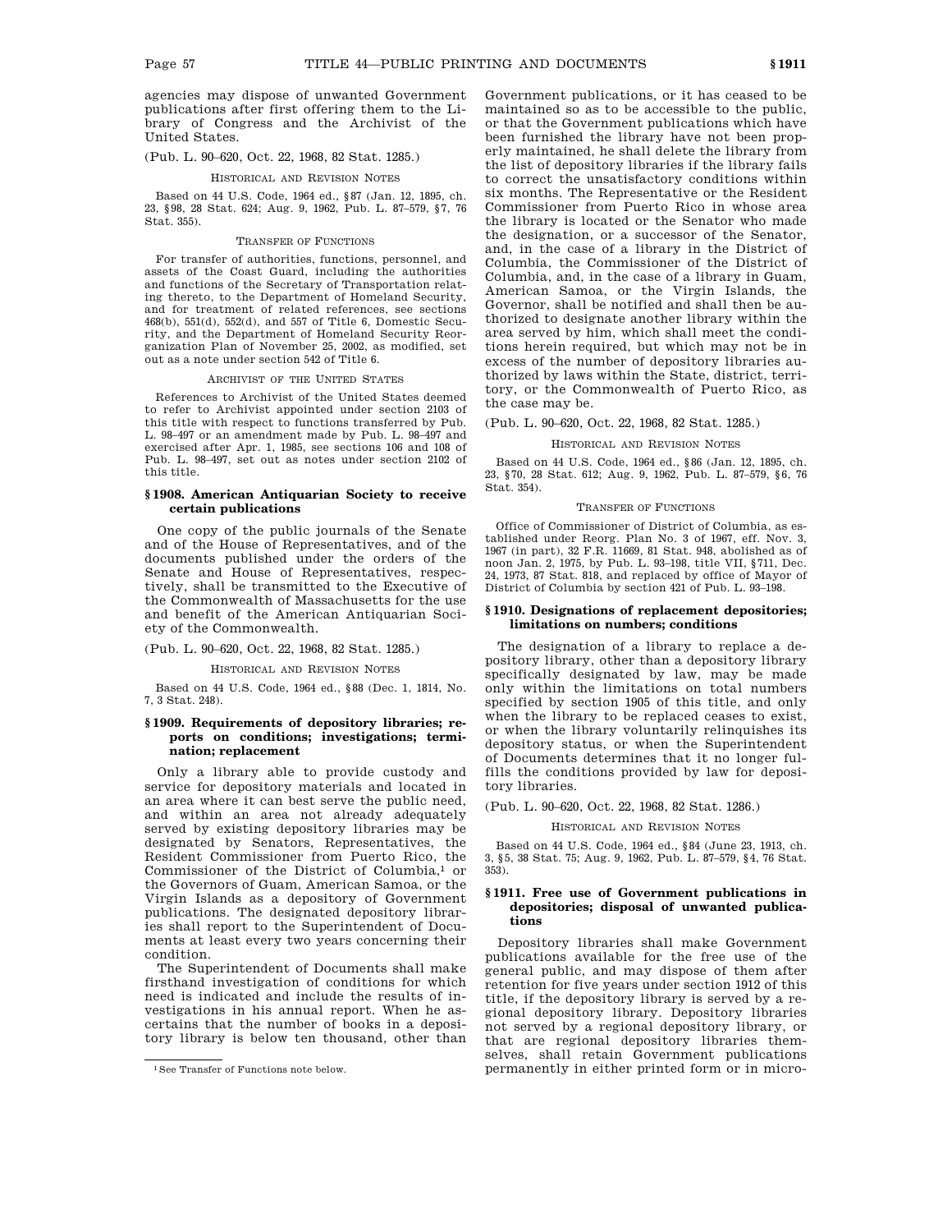agencies may dispose of unwanted Government publications after first offering them to the Library of Congress and the Archivist of the United States.

(Pub. L. 90–620, Oct. 22, 1968, 82 Stat. 1285.)

HISTORICAL AND REVISION NOTES

Based on 44 U.S. Code, 1964 ed., §87 (Jan. 12, 1895, ch. 23, §98, 28 Stat. 624; Aug. 9, 1962, Pub. L. 87–579, §7, 76 Stat. 355).

TRANSFER OF FUNCTIONS

For transfer of authorities, functions, personnel, and assets of the Coast Guard, including the authorities and functions of the Secretary of Transportation relating thereto, to the Department of Homeland Security, and for treatment of related references, see sections 468(b), 551(d), 552(d), and 557 of Title 6, Domestic Security, and the Department of Homeland Security Reorganization Plan of November 25, 2002, as modified, set out as a note under section 542 of Title 6.

ARCHIVIST OF THE UNITED STATES

References to Archivist of the United States deemed to refer to Archivist appointed under section 2103 of this title with respect to functions transferred by Pub. L. 98–497 or an amendment made by Pub. L. 98–497 and exercised after Apr. 1, 1985, see sections 106 and 108 of Pub. L. 98–497, set out as notes under section 2102 of this title.

### §1908. American Antiquarian Society to receive certain publications

One copy of the public journals of the Senate and of the House of Representatives, and of the documents published under the orders of the Senate and House of Representatives, respectively, shall be transmitted to the Executive of the Commonwealth of Massachusetts for the use and benefit of the American Antiquarian Society of the Commonwealth.

(Pub. L. 90–620, Oct. 22, 1968, 82 Stat. 1285.)

HISTORICAL AND REVISION NOTES

Based on 44 U.S. Code, 1964 ed., §88 (Dec. 1, 1814, No. 7, 3 Stat. 248).

### §1909. Requirements of depository libraries; reports on conditions; investigations; termination; replacement

Only a library able to provide custody and service for depository materials and located in an area where it can best serve the public need, and within an area not already adequately served by existing depository libraries may be designated by Senators, Representatives, the Resident Commissioner from Puerto Rico, the Commissioner of the District of Columbia,[1] or the Governors of Guam, American Samoa, or the Virgin Islands as a depository of Government publications. The designated depository libraries shall report to the Superintendent of Documents at least every two years concerning their condition.

The Superintendent of Documents shall make firsthand investigation of conditions for which need is indicated and include the results of investigations in his annual report. When he ascertains that the number of books in a depository library is below ten thousand, other than Government publications, or it has ceased to be maintained so as to be accessible to the public, or that the Government publications which have been furnished the library have not been properly maintained, he shall delete the library from the list of depository libraries if the library fails to correct the unsatisfactory conditions within six months. The Representative or the Resident Commissioner from Puerto Rico in whose area the library is located or the Senator who made the designation, or a successor of the Senator, and, in the case of a library in the District of Columbia, the Commissioner of the District of Columbia, and, in the case of a library in Guam, American Samoa, or the Virgin Islands, the Governor, shall be notified and shall then be authorized to designate another library within the area served by him, which shall meet the conditions herein required, but which may not be in excess of the number of depository libraries authorized by laws within the State, district, territory, or the Commonwealth of Puerto Rico, as the case may be.

(Pub. L. 90–620, Oct. 22, 1968, 82 Stat. 1285.)

HISTORICAL AND REVISION NOTES

Based on 44 U.S. Code, 1964 ed., §86 (Jan. 12, 1895, ch. 23, §70, 28 Stat. 612; Aug. 9, 1962, Pub. L. 87–579, §6, 76 Stat. 354).

TRANSFER OF FUNCTIONS

Office of Commissioner of District of Columbia, as established under Reorg. Plan No. 3 of 1967, eff. Nov. 3, 1967 (in part), 32 F.R. 11669, 81 Stat. 948, abolished as of noon Jan. 2, 1975, by Pub. L. 93–198, title VII, §711, Dec. 24, 1973, 87 Stat. 818, and replaced by office of Mayor of District of Columbia by section 421 of Pub. L. 93–198.

### §1910. Designations of replacement depositories; limitations on numbers; conditions

The designation of a library to replace a depository library, other than a depository library specifically designated by law, may be made only within the limitations on total numbers specified by section 1905 of this title, and only when the library to be replaced ceases to exist, or when the library voluntarily relinquishes its depository status, or when the Superintendent of Documents determines that it no longer fulfills the conditions provided by law for depository libraries.

(Pub. L. 90–620, Oct. 22, 1968, 82 Stat. 1286.)

HISTORICAL AND REVISION NOTES

Based on 44 U.S. Code, 1964 ed., §84 (June 23, 1913, ch. 3, §5, 38 Stat. 75; Aug. 9, 1962, Pub. L. 87–579, §4, 76 Stat. 353).

### §1911. Free use of Government publications in depositories; disposal of unwanted publications

Depository libraries shall make Government publications available for the free use of the general public, and may dispose of them after retention for five years under section 1912 of this title, if the depository library is served by a regional depository library. Depository libraries not served by a regional depository library, or that are regional depository libraries themselves, shall retain Government publications permanently in either printed form or in micro-

[1] See Transfer of Functions note below.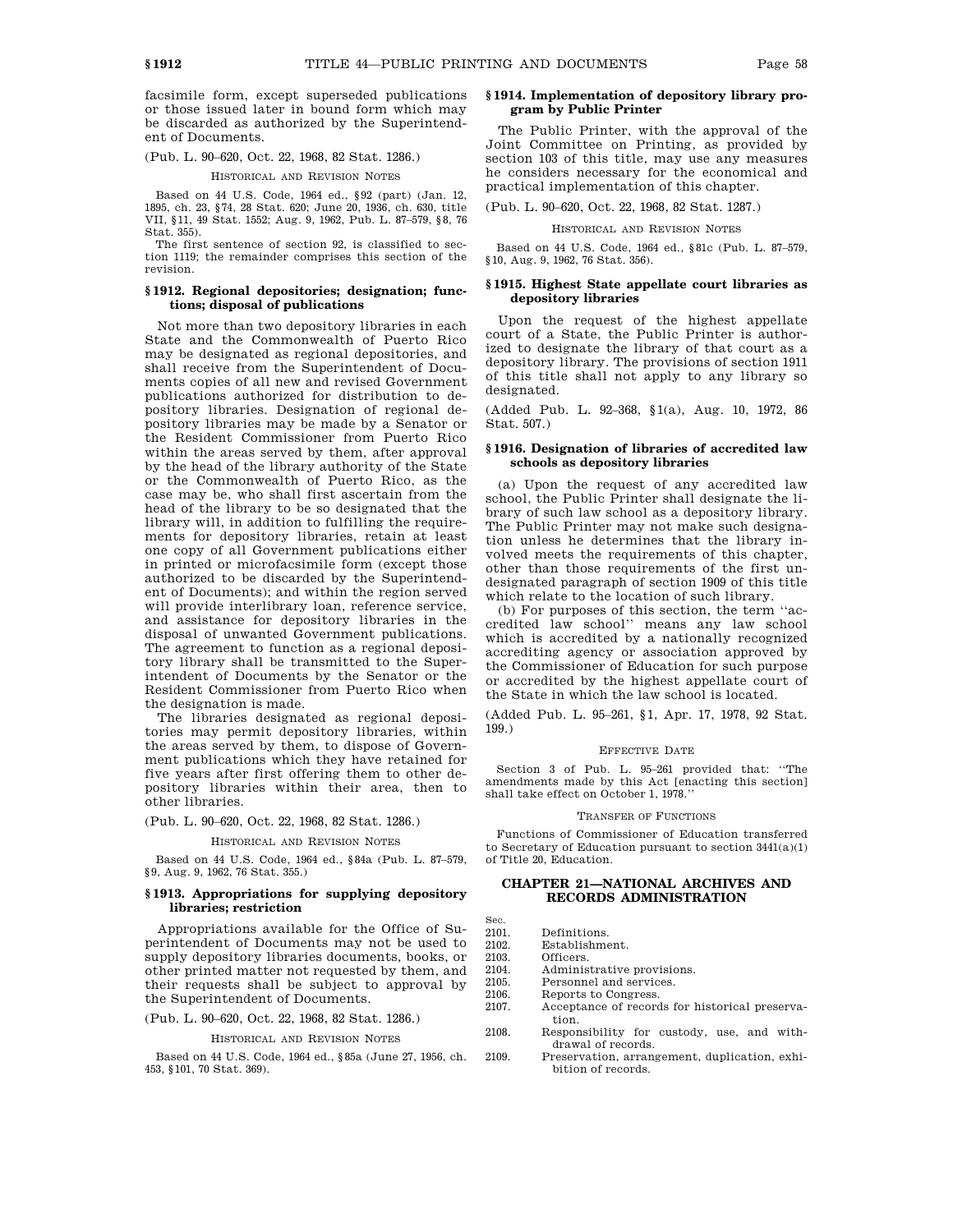facsimile form, except superseded publications or those issued later in bound form which may be discarded as authorized by the Superintendent of Documents.

(Pub. L. 90–620, Oct. 22, 1968, 82 Stat. 1286.)

HISTORICAL AND REVISION NOTES

Based on 44 U.S. Code, 1964 ed., §92 (part) (Jan. 12, 1895, ch. 23, §74, 28 Stat. 620; June 20, 1936, ch. 630, title VII, §11, 49 Stat. 1552; Aug. 9, 1962, Pub. L. 87–579, §8, 76 Stat. 355).

The first sentence of section 92, is classified to section 1119; the remainder comprises this section of the revision.

### §1912. Regional depositories; designation; functions; disposal of publications

Not more than two depository libraries in each State and the Commonwealth of Puerto Rico may be designated as regional depositories, and shall receive from the Superintendent of Documents copies of all new and revised Government publications authorized for distribution to depository libraries. Designation of regional depository libraries may be made by a Senator or the Resident Commissioner from Puerto Rico within the areas served by them, after approval by the head of the library authority of the State or the Commonwealth of Puerto Rico, as the case may be, who shall first ascertain from the head of the library to be so designated that the library will, in addition to fulfilling the requirements for depository libraries, retain at least one copy of all Government publications either in printed or microfacsimile form (except those authorized to be discarded by the Superintendent of Documents); and within the region served will provide interlibrary loan, reference service, and assistance for depository libraries in the disposal of unwanted Government publications. The agreement to function as a regional depository library shall be transmitted to the Superintendent of Documents by the Senator or the Resident Commissioner from Puerto Rico when the designation is made.

The libraries designated as regional depositories may permit depository libraries, within the areas served by them, to dispose of Government publications which they have retained for five years after first offering them to other depository libraries within their area, then to other libraries.

(Pub. L. 90–620, Oct. 22, 1968, 82 Stat. 1286.)

HISTORICAL AND REVISION NOTES

Based on 44 U.S. Code, 1964 ed., §84a (Pub. L. 87–579, §9, Aug. 9, 1962, 76 Stat. 355.)

### §1913. Appropriations for supplying depository libraries; restriction

Appropriations available for the Office of Superintendent of Documents may not be used to supply depository libraries documents, books, or other printed matter not requested by them, and their requests shall be subject to approval by the Superintendent of Documents.

(Pub. L. 90–620, Oct. 22, 1968, 82 Stat. 1286.)

HISTORICAL AND REVISION NOTES

Based on 44 U.S. Code, 1964 ed., §85a (June 27, 1956, ch. 453, §101, 70 Stat. 369).

### §1914. Implementation of depository library program by Public Printer

The Public Printer, with the approval of the Joint Committee on Printing, as provided by section 103 of this title, may use any measures he considers necessary for the economical and practical implementation of this chapter.

(Pub. L. 90–620, Oct. 22, 1968, 82 Stat. 1287.)

HISTORICAL AND REVISION NOTES

Based on 44 U.S. Code, 1964 ed., §81c (Pub. L. 87–579, §10, Aug. 9, 1962, 76 Stat. 356).

### §1915. Highest State appellate court libraries as depository libraries

Upon the request of the highest appellate court of a State, the Public Printer is authorized to designate the library of that court as a depository library. The provisions of section 1911 of this title shall not apply to any library so designated.

(Added Pub. L. 92–368, §1(a), Aug. 10, 1972, 86 Stat. 507.)

### §1916. Designation of libraries of accredited law schools as depository libraries

(a) Upon the request of any accredited law school, the Public Printer shall designate the library of such law school as a depository library. The Public Printer may not make such designation unless he determines that the library involved meets the requirements of this chapter, other than those requirements of the first undesignated paragraph of section 1909 of this title which relate to the location of such library.

(b) For purposes of this section, the term "accredited law school" means any law school which is accredited by a nationally recognized accrediting agency or association approved by the Commissioner of Education for such purpose or accredited by the highest appellate court of the State in which the law school is located.

(Added Pub. L. 95–261, §1, Apr. 17, 1978, 92 Stat. 199.)

EFFECTIVE DATE

Section 3 of Pub. L. 95–261 provided that: "The amendments made by this Act [enacting this section] shall take effect on October 1, 1978."

TRANSFER OF FUNCTIONS

Functions of Commissioner of Education transferred to Secretary of Education pursuant to section 3441(a)(1) of Title 20, Education.

## CHAPTER 21—NATIONAL ARCHIVES AND RECORDS ADMINISTRATION

| Sec. | |
|---|---|
| 2101. | Definitions. |
| 2102. | Establishment. |
| 2103. | Officers. |
| 2104. | Administrative provisions. |
| 2105. | Personnel and services. |
| 2106. | Reports to Congress. |
| 2107. | Acceptance of records for historical preservation. |
| 2108. | Responsibility for custody, use, and withdrawal of records. |
| 2109. | Preservation, arrangement, duplication, exhibition of records. |